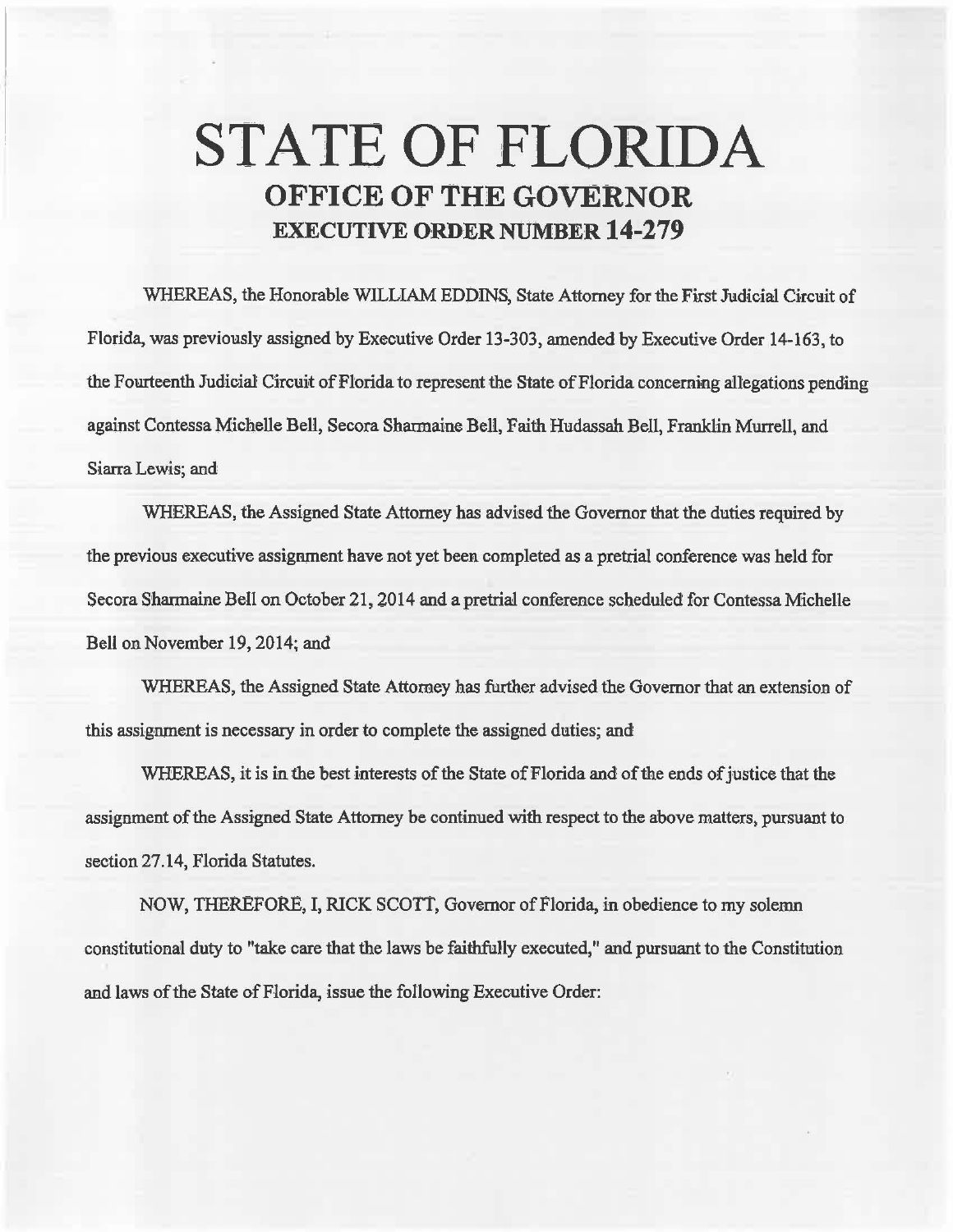# STATE OF FLORIDA
## OFFICE OF THE GOVERNOR
### EXECUTIVE ORDER NUMBER 14-279

WHEREAS, the Honorable WILLIAM EDDINS, State Attorney for the First Judicial Circuit of Florida, was previously assigned by Executive Order 13-303, amended by Executive Order 14-163, to the Fourteenth Judicial Circuit of Florida to represent the State of Florida concerning allegations pending against Contessa Michelle Bell, Secora Sharmaine Bell, Faith Hudassah Bell, Franklin Murrell, and Siarra Lewis; and

WHEREAS, the Assigned State Attorney has advised the Governor that the duties required by the previous executive assignment have not yet been completed as a pretrial conference was held for Secora Sharmaine Bell on October 21, 2014 and a pretrial conference scheduled for Contessa Michelle Bell on November 19, 2014; and

WHEREAS, the Assigned State Attorney has further advised the Governor that an extension of this assignment is necessary in order to complete the assigned duties; and

WHEREAS, it is in the best interests of the State of Florida and of the ends of justice that the assignment of the Assigned State Attorney be continued with respect to the above matters, pursuant to section 27.14, Florida Statutes.

NOW, THEREFORE, I, RICK SCOTT, Governor of Florida, in obedience to my solemn constitutional duty to "take care that the laws be faithfully executed," and pursuant to the Constitution and laws of the State of Florida, issue the following Executive Order: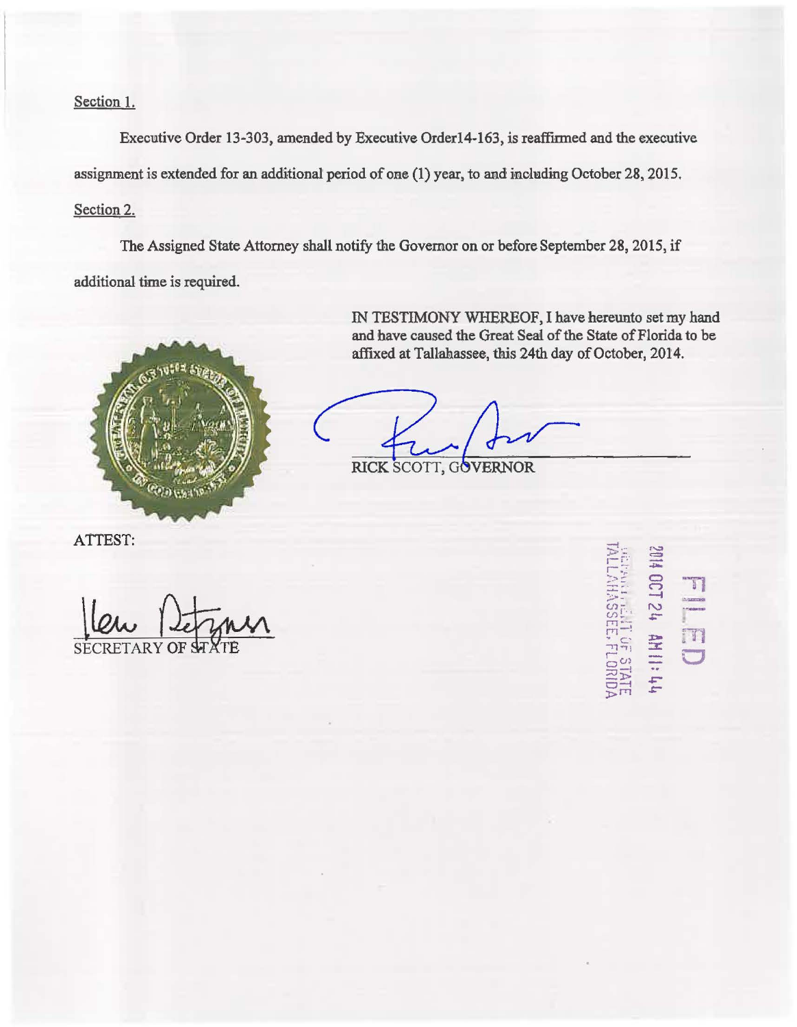Section 1.

Executive Order 13-303, amended by Executive Order14-163, is reaffirmed and the executive assignment is extended for an additional period of one (1) year, to and including October 28, 2015.

Section 2.

The Assigned State Attorney shall notify the Governor on or before September 28, 2015, if additional time is required.

IN TESTIMONY WHEREOF, I have hereunto set my hand and have caused the Great Seal of the State of Florida to be affixed at Tallahassee, this 24th day of October, 2014.

RICK SCOTT, GOVERNOR

ATTEST:

SECRETARY OF STATE

FILED

2014 OCT 24 AM 11:44

DEPARTMENT OF STATE
TALLAHASSEE, FLORIDA